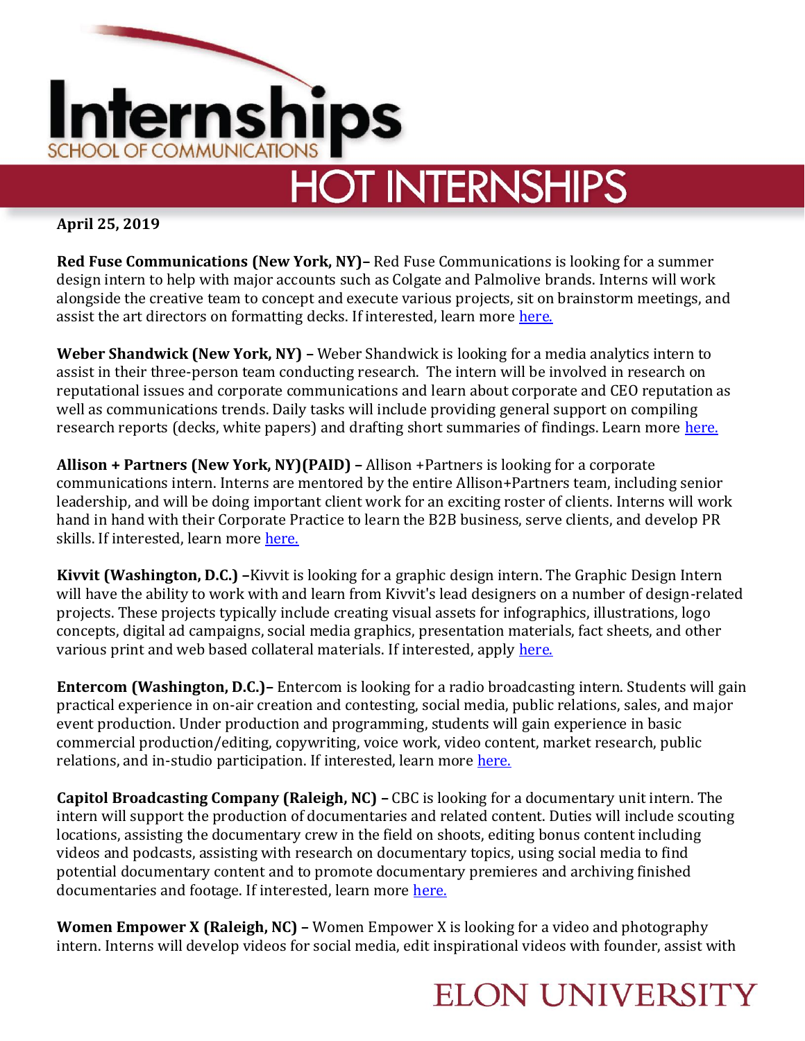# Internships

SCHOOL OF COMMUNICATIONS

## HOT INTERNSHIPS

**April 25, 2019**

**Red Fuse Communications (New York, NY)–** Red Fuse Communications is looking for a summer design intern to help with major accounts such as Colgate and Palmolive brands. Interns will work alongside the creative team to concept and execute various projects, sit on brainstorm meetings, and assist the art directors on formatting decks. If interested, learn more here.

**Weber Shandwick (New York, NY) –** Weber Shandwick is looking for a media analytics intern to assist in their three-person team conducting research. The intern will be involved in research on reputational issues and corporate communications and learn about corporate and CEO reputation as well as communications trends. Daily tasks will include providing general support on compiling research reports (decks, white papers) and drafting short summaries of findings. Learn more here.

**Allison + Partners (New York, NY)(PAID) –** Allison +Partners is looking for a corporate communications intern. Interns are mentored by the entire Allison+Partners team, including senior leadership, and will be doing important client work for an exciting roster of clients. Interns will work hand in hand with their Corporate Practice to learn the B2B business, serve clients, and develop PR skills. If interested, learn more here.

**Kivvit (Washington, D.C.) –**Kivvit is looking for a graphic design intern. The Graphic Design Intern will have the ability to work with and learn from Kivvit's lead designers on a number of design-related projects. These projects typically include creating visual assets for infographics, illustrations, logo concepts, digital ad campaigns, social media graphics, presentation materials, fact sheets, and other various print and web based collateral materials. If interested, apply here.

**Entercom (Washington, D.C.)–** Entercom is looking for a radio broadcasting intern. Students will gain practical experience in on-air creation and contesting, social media, public relations, sales, and major event production. Under production and programming, students will gain experience in basic commercial production/editing, copywriting, voice work, video content, market research, public relations, and in-studio participation. If interested, learn more here.

**Capitol Broadcasting Company (Raleigh, NC) –** CBC is looking for a documentary unit intern. The intern will support the production of documentaries and related content. Duties will include scouting locations, assisting the documentary crew in the field on shoots, editing bonus content including videos and podcasts, assisting with research on documentary topics, using social media to find potential documentary content and to promote documentary premieres and archiving finished documentaries and footage. If interested, learn more here.

**Women Empower X (Raleigh, NC) –** Women Empower X is looking for a video and photography intern. Interns will develop videos for social media, edit inspirational videos with founder, assist with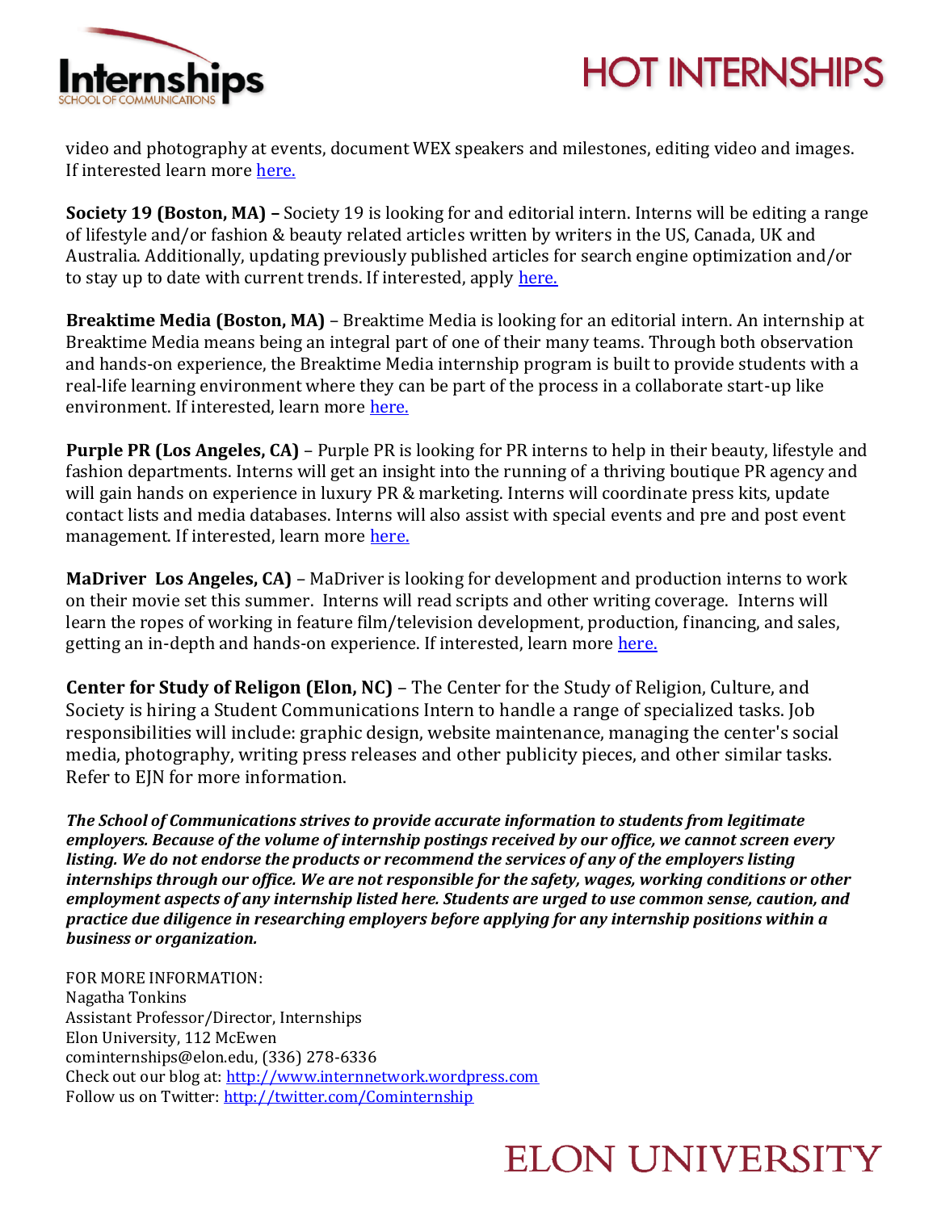video and photography at events, document WEX speakers and milestones, editing video and images. If interested learn more here.

**Society 19 (Boston, MA) –** Society 19 is looking for and editorial intern. Interns will be editing a range of lifestyle and/or fashion & beauty related articles written by writers in the US, Canada, UK and Australia. Additionally, updating previously published articles for search engine optimization and/or to stay up to date with current trends. If interested, apply here.

**Breaktime Media (Boston, MA)** – Breaktime Media is looking for an editorial intern. An internship at Breaktime Media means being an integral part of one of their many teams. Through both observation and hands-on experience, the Breaktime Media internship program is built to provide students with a real-life learning environment where they can be part of the process in a collaborate start-up like environment. If interested, learn more here.

**Purple PR (Los Angeles, CA)** – Purple PR is looking for PR interns to help in their beauty, lifestyle and fashion departments. Interns will get an insight into the running of a thriving boutique PR agency and will gain hands on experience in luxury PR & marketing. Interns will coordinate press kits, update contact lists and media databases. Interns will also assist with special events and pre and post event management. If interested, learn more here.

**MaDriver Los Angeles, CA)** – MaDriver is looking for development and production interns to work on their movie set this summer. Interns will read scripts and other writing coverage. Interns will learn the ropes of working in feature film/television development, production, financing, and sales, getting an in-depth and hands-on experience. If interested, learn more here.

**Center for Study of Religon (Elon, NC)** – The Center for the Study of Religion, Culture, and Society is hiring a Student Communications Intern to handle a range of specialized tasks. Job responsibilities will include: graphic design, website maintenance, managing the center's social media, photography, writing press releases and other publicity pieces, and other similar tasks. Refer to EJN for more information.

***The School of Communications strives to provide accurate information to students from legitimate employers. Because of the volume of internship postings received by our office, we cannot screen every listing. We do not endorse the products or recommend the services of any of the employers listing internships through our office. We are not responsible for the safety, wages, working conditions or other employment aspects of any internship listed here. Students are urged to use common sense, caution, and practice due diligence in researching employers before applying for any internship positions within a business or organization.***

FOR MORE INFORMATION:  
Nagatha Tonkins  
Assistant Professor/Director, Internships  
Elon University, 112 McEwen  
cominternships@elon.edu, (336) 278-6336  
Check out our blog at: http://www.internnetwork.wordpress.com  
Follow us on Twitter: http://twitter.com/Cominternship